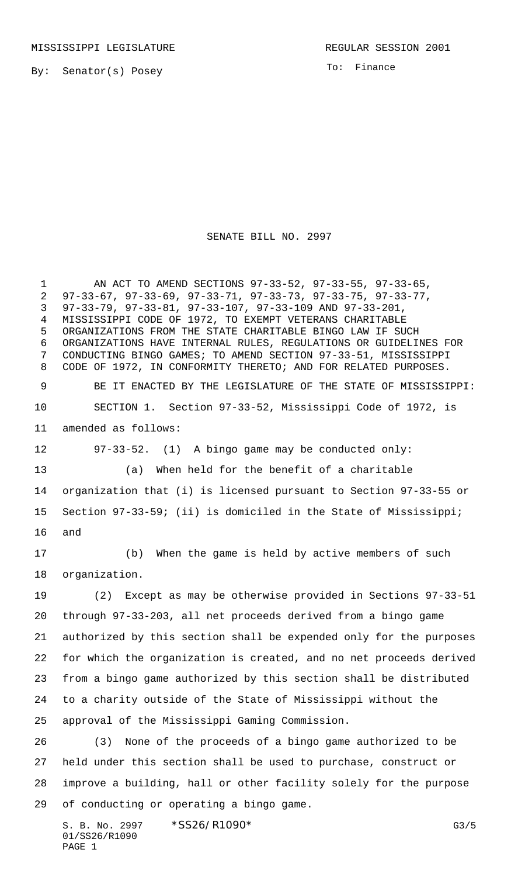MISSISSIPPI LEGISLATURE REGULAR SESSION 2001

By: Senator(s) Posey

To: Finance

# SENATE BILL NO. 2997

AN ACT TO AMEND SECTIONS 97-33-52, 97-33-55, 97-33-65, 97-33-67, 97-33-69, 97-33-71, 97-33-73, 97-33-75, 97-33-77, 97-33-79, 97-33-81, 97-33-107, 97-33-109 AND 97-33-201, MISSISSIPPI CODE OF 1972, TO EXEMPT VETERANS CHARITABLE ORGANIZATIONS FROM THE STATE CHARITABLE BINGO LAW IF SUCH ORGANIZATIONS HAVE INTERNAL RULES, REGULATIONS OR GUIDELINES FOR CONDUCTING BINGO GAMES; TO AMEND SECTION 97-33-51, MISSISSIPPI CODE OF 1972, IN CONFORMITY THERETO; AND FOR RELATED PURPOSES.

BE IT ENACTED BY THE LEGISLATURE OF THE STATE OF MISSISSIPPI:

SECTION 1. Section 97-33-52, Mississippi Code of 1972, is amended as follows:

97-33-52. (1) A bingo game may be conducted only:

(a) When held for the benefit of a charitable organization that (i) is licensed pursuant to Section 97-33-55 or Section 97-33-59; (ii) is domiciled in the State of Mississippi; and

(b) When the game is held by active members of such organization.

(2) Except as may be otherwise provided in Sections 97-33-51 through 97-33-203, all net proceeds derived from a bingo game authorized by this section shall be expended only for the purposes for which the organization is created, and no net proceeds derived from a bingo game authorized by this section shall be distributed to a charity outside of the State of Mississippi without the approval of the Mississippi Gaming Commission.

(3) None of the proceeds of a bingo game authorized to be held under this section shall be used to purchase, construct or improve a building, hall or other facility solely for the purpose of conducting or operating a bingo game.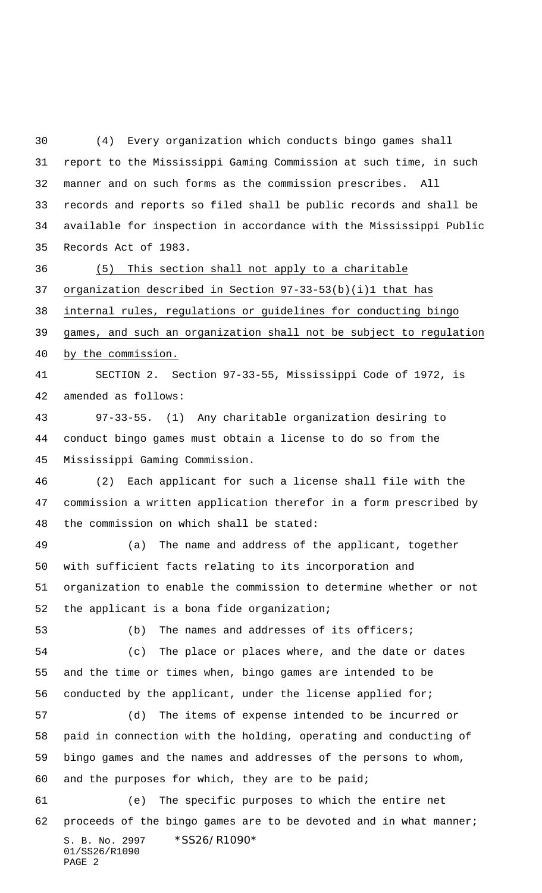(4) Every organization which conducts bingo games shall report to the Mississippi Gaming Commission at such time, in such manner and on such forms as the commission prescribes. All records and reports so filed shall be public records and shall be available for inspection in accordance with the Mississippi Public Records Act of 1983.

<u>(5) This section shall not apply to a charitable organization described in Section 97-33-53(b)(i)1 that has internal rules, regulations or guidelines for conducting bingo games, and such an organization shall not be subject to regulation by the commission.</u>

SECTION 2. Section 97-33-55, Mississippi Code of 1972, is amended as follows:

97-33-55. (1) Any charitable organization desiring to conduct bingo games must obtain a license to do so from the Mississippi Gaming Commission.

(2) Each applicant for such a license shall file with the commission a written application therefor in a form prescribed by the commission on which shall be stated:

(a) The name and address of the applicant, together with sufficient facts relating to its incorporation and organization to enable the commission to determine whether or not the applicant is a bona fide organization;

(b) The names and addresses of its officers;

(c) The place or places where, and the date or dates and the time or times when, bingo games are intended to be conducted by the applicant, under the license applied for;

(d) The items of expense intended to be incurred or paid in connection with the holding, operating and conducting of bingo games and the names and addresses of the persons to whom, and the purposes for which, they are to be paid;

(e) The specific purposes to which the entire net proceeds of the bingo games are to be devoted and in what manner;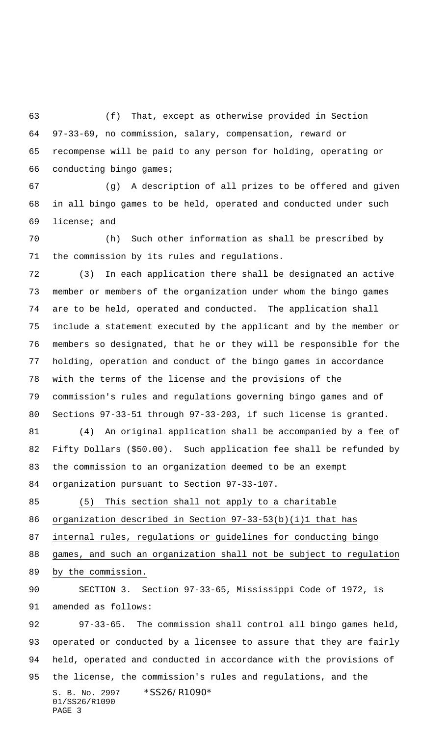(f) That, except as otherwise provided in Section 97-33-69, no commission, salary, compensation, reward or recompense will be paid to any person for holding, operating or conducting bingo games;

(g) A description of all prizes to be offered and given in all bingo games to be held, operated and conducted under such license; and

(h) Such other information as shall be prescribed by the commission by its rules and regulations.

(3) In each application there shall be designated an active member or members of the organization under whom the bingo games are to be held, operated and conducted. The application shall include a statement executed by the applicant and by the member or members so designated, that he or they will be responsible for the holding, operation and conduct of the bingo games in accordance with the terms of the license and the provisions of the commission's rules and regulations governing bingo games and of Sections 97-33-51 through 97-33-203, if such license is granted.

(4) An original application shall be accompanied by a fee of Fifty Dollars ($50.00). Such application fee shall be refunded by the commission to an organization deemed to be an exempt organization pursuant to Section 97-33-107.

<u>(5) This section shall not apply to a charitable organization described in Section 97-33-53(b)(i)1 that has internal rules, regulations or guidelines for conducting bingo games, and such an organization shall not be subject to regulation by the commission.</u>

SECTION 3. Section 97-33-65, Mississippi Code of 1972, is amended as follows:

97-33-65. The commission shall control all bingo games held, operated or conducted by a licensee to assure that they are fairly held, operated and conducted in accordance with the provisions of the license, the commission's rules and regulations, and the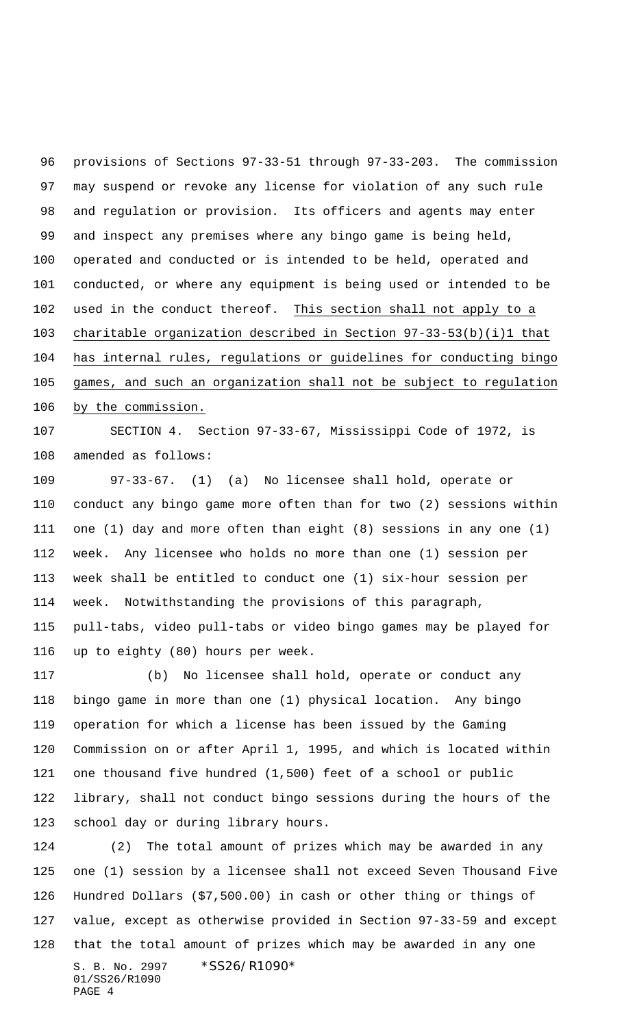provisions of Sections 97-33-51 through 97-33-203. The commission may suspend or revoke any license for violation of any such rule and regulation or provision. Its officers and agents may enter and inspect any premises where any bingo game is being held, operated and conducted or is intended to be held, operated and conducted, or where any equipment is being used or intended to be used in the conduct thereof. <u>This section shall not apply to a charitable organization described in Section 97-33-53(b)(i)1 that has internal rules, regulations or guidelines for conducting bingo games, and such an organization shall not be subject to regulation by the commission.</u>

SECTION 4. Section 97-33-67, Mississippi Code of 1972, is amended as follows:

97-33-67. (1) (a) No licensee shall hold, operate or conduct any bingo game more often than for two (2) sessions within one (1) day and more often than eight (8) sessions in any one (1) week. Any licensee who holds no more than one (1) session per week shall be entitled to conduct one (1) six-hour session per week. Notwithstanding the provisions of this paragraph, pull-tabs, video pull-tabs or video bingo games may be played for up to eighty (80) hours per week.

(b) No licensee shall hold, operate or conduct any bingo game in more than one (1) physical location. Any bingo operation for which a license has been issued by the Gaming Commission on or after April 1, 1995, and which is located within one thousand five hundred (1,500) feet of a school or public library, shall not conduct bingo sessions during the hours of the school day or during library hours.

(2) The total amount of prizes which may be awarded in any one (1) session by a licensee shall not exceed Seven Thousand Five Hundred Dollars ($7,500.00) in cash or other thing or things of value, except as otherwise provided in Section 97-33-59 and except that the total amount of prizes which may be awarded in any one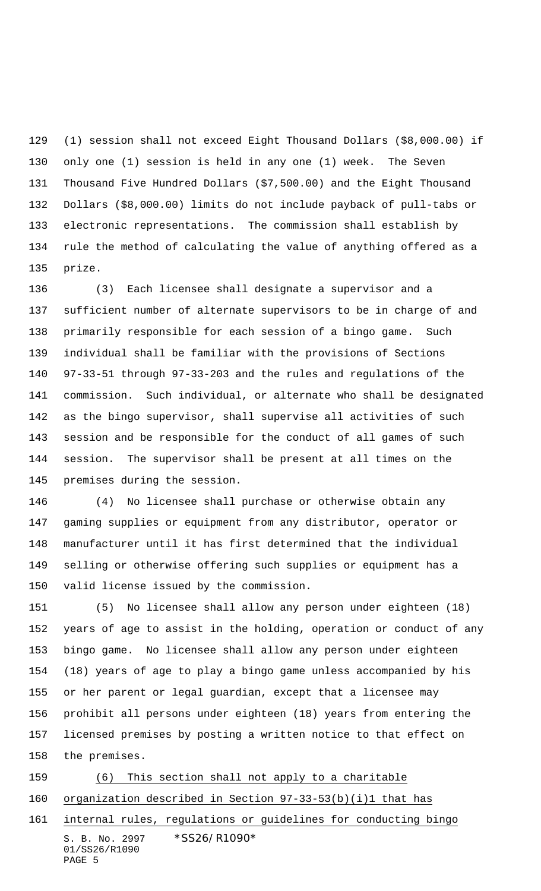(1) session shall not exceed Eight Thousand Dollars ($8,000.00) if only one (1) session is held in any one (1) week. The Seven Thousand Five Hundred Dollars ($7,500.00) and the Eight Thousand Dollars ($8,000.00) limits do not include payback of pull-tabs or electronic representations. The commission shall establish by rule the method of calculating the value of anything offered as a prize.

(3) Each licensee shall designate a supervisor and a sufficient number of alternate supervisors to be in charge of and primarily responsible for each session of a bingo game. Such individual shall be familiar with the provisions of Sections 97-33-51 through 97-33-203 and the rules and regulations of the commission. Such individual, or alternate who shall be designated as the bingo supervisor, shall supervise all activities of such session and be responsible for the conduct of all games of such session. The supervisor shall be present at all times on the premises during the session.

(4) No licensee shall purchase or otherwise obtain any gaming supplies or equipment from any distributor, operator or manufacturer until it has first determined that the individual selling or otherwise offering such supplies or equipment has a valid license issued by the commission.

(5) No licensee shall allow any person under eighteen (18) years of age to assist in the holding, operation or conduct of any bingo game. No licensee shall allow any person under eighteen (18) years of age to play a bingo game unless accompanied by his or her parent or legal guardian, except that a licensee may prohibit all persons under eighteen (18) years from entering the licensed premises by posting a written notice to that effect on the premises.

<u>(6) This section shall not apply to a charitable organization described in Section 97-33-53(b)(i)1 that has internal rules, regulations or guidelines for conducting bingo</u>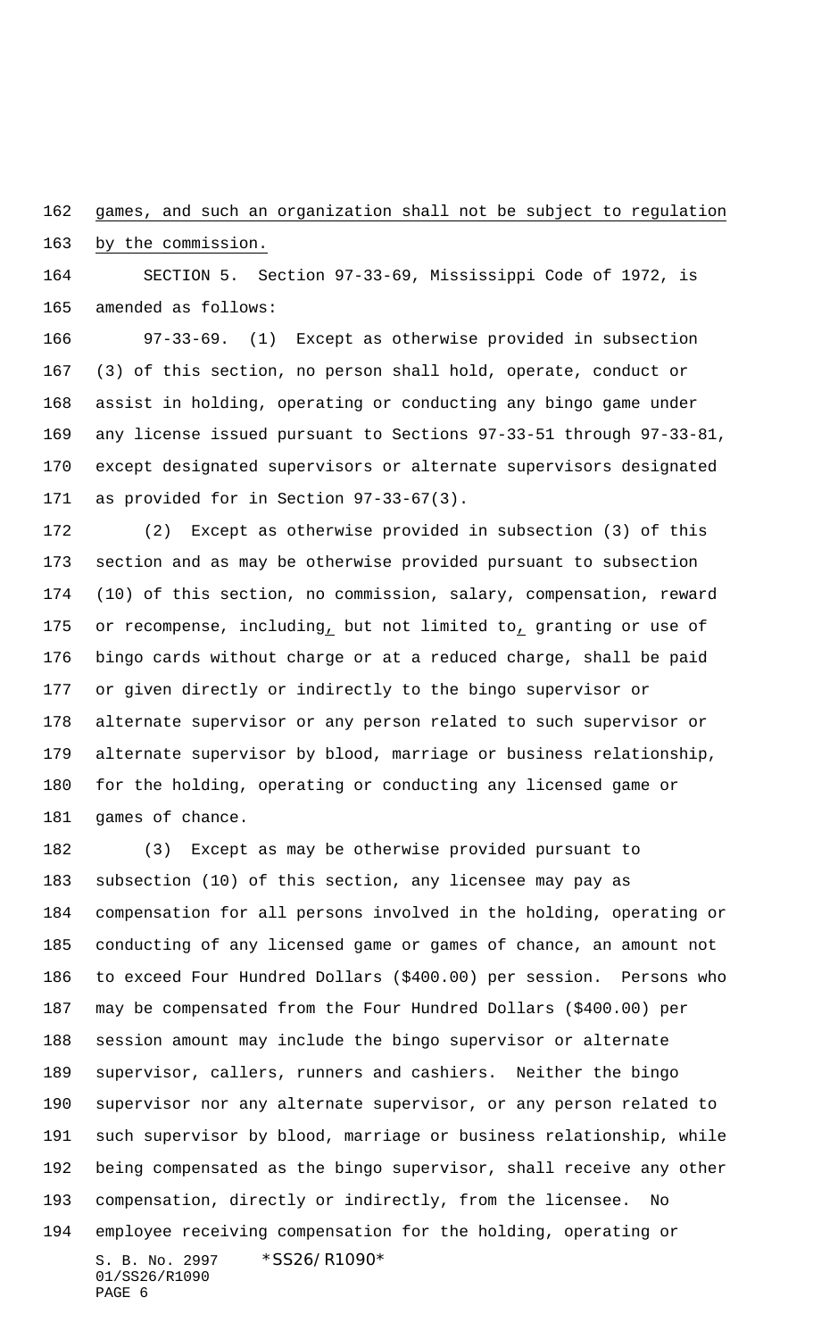games, and such an organization shall not be subject to regulation by the commission.

SECTION 5. Section 97-33-69, Mississippi Code of 1972, is amended as follows:

97-33-69. (1) Except as otherwise provided in subsection (3) of this section, no person shall hold, operate, conduct or assist in holding, operating or conducting any bingo game under any license issued pursuant to Sections 97-33-51 through 97-33-81, except designated supervisors or alternate supervisors designated as provided for in Section 97-33-67(3).

(2) Except as otherwise provided in subsection (3) of this section and as may be otherwise provided pursuant to subsection (10) of this section, no commission, salary, compensation, reward or recompense, including, but not limited to, granting or use of bingo cards without charge or at a reduced charge, shall be paid or given directly or indirectly to the bingo supervisor or alternate supervisor or any person related to such supervisor or alternate supervisor by blood, marriage or business relationship, for the holding, operating or conducting any licensed game or games of chance.

(3) Except as may be otherwise provided pursuant to subsection (10) of this section, any licensee may pay as compensation for all persons involved in the holding, operating or conducting of any licensed game or games of chance, an amount not to exceed Four Hundred Dollars ($400.00) per session. Persons who may be compensated from the Four Hundred Dollars ($400.00) per session amount may include the bingo supervisor or alternate supervisor, callers, runners and cashiers. Neither the bingo supervisor nor any alternate supervisor, or any person related to such supervisor by blood, marriage or business relationship, while being compensated as the bingo supervisor, shall receive any other compensation, directly or indirectly, from the licensee. No employee receiving compensation for the holding, operating or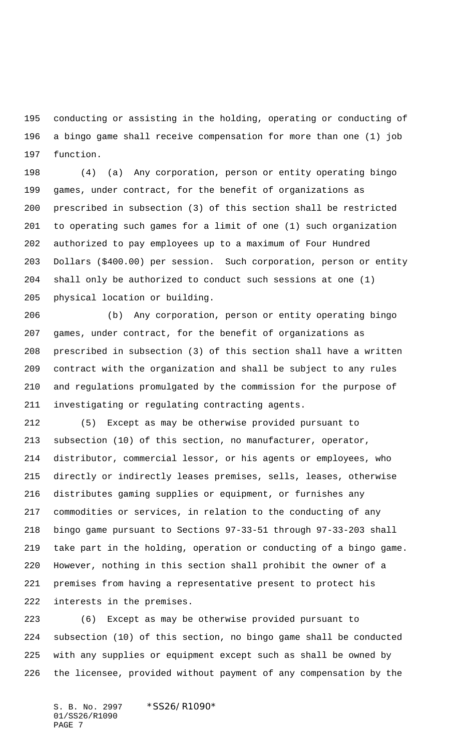conducting or assisting in the holding, operating or conducting of a bingo game shall receive compensation for more than one (1) job function.

(4) (a) Any corporation, person or entity operating bingo games, under contract, for the benefit of organizations as prescribed in subsection (3) of this section shall be restricted to operating such games for a limit of one (1) such organization authorized to pay employees up to a maximum of Four Hundred Dollars ($400.00) per session. Such corporation, person or entity shall only be authorized to conduct such sessions at one (1) physical location or building.

(b) Any corporation, person or entity operating bingo games, under contract, for the benefit of organizations as prescribed in subsection (3) of this section shall have a written contract with the organization and shall be subject to any rules and regulations promulgated by the commission for the purpose of investigating or regulating contracting agents.

(5) Except as may be otherwise provided pursuant to subsection (10) of this section, no manufacturer, operator, distributor, commercial lessor, or his agents or employees, who directly or indirectly leases premises, sells, leases, otherwise distributes gaming supplies or equipment, or furnishes any commodities or services, in relation to the conducting of any bingo game pursuant to Sections 97-33-51 through 97-33-203 shall take part in the holding, operation or conducting of a bingo game. However, nothing in this section shall prohibit the owner of a premises from having a representative present to protect his interests in the premises.

(6) Except as may be otherwise provided pursuant to subsection (10) of this section, no bingo game shall be conducted with any supplies or equipment except such as shall be owned by the licensee, provided without payment of any compensation by the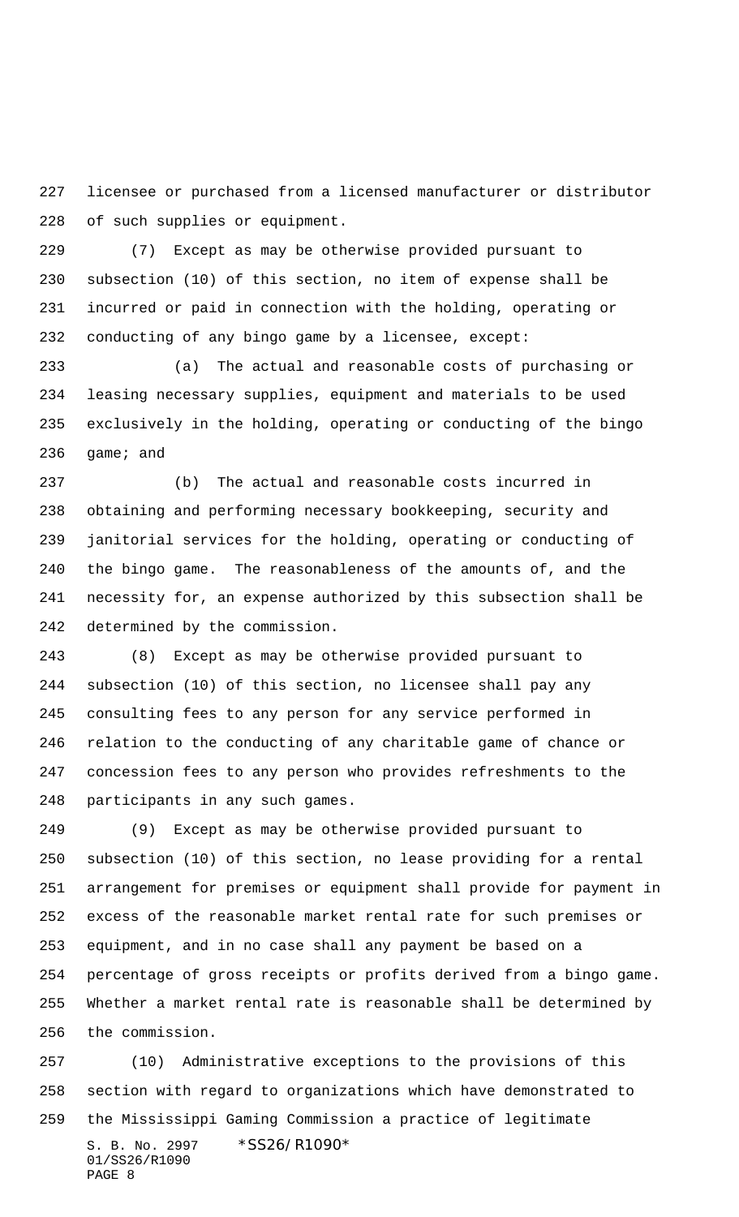licensee or purchased from a licensed manufacturer or distributor of such supplies or equipment.

(7) Except as may be otherwise provided pursuant to subsection (10) of this section, no item of expense shall be incurred or paid in connection with the holding, operating or conducting of any bingo game by a licensee, except:

(a) The actual and reasonable costs of purchasing or leasing necessary supplies, equipment and materials to be used exclusively in the holding, operating or conducting of the bingo game; and

(b) The actual and reasonable costs incurred in obtaining and performing necessary bookkeeping, security and janitorial services for the holding, operating or conducting of the bingo game. The reasonableness of the amounts of, and the necessity for, an expense authorized by this subsection shall be determined by the commission.

(8) Except as may be otherwise provided pursuant to subsection (10) of this section, no licensee shall pay any consulting fees to any person for any service performed in relation to the conducting of any charitable game of chance or concession fees to any person who provides refreshments to the participants in any such games.

(9) Except as may be otherwise provided pursuant to subsection (10) of this section, no lease providing for a rental arrangement for premises or equipment shall provide for payment in excess of the reasonable market rental rate for such premises or equipment, and in no case shall any payment be based on a percentage of gross receipts or profits derived from a bingo game. Whether a market rental rate is reasonable shall be determined by the commission.

(10) Administrative exceptions to the provisions of this section with regard to organizations which have demonstrated to the Mississippi Gaming Commission a practice of legitimate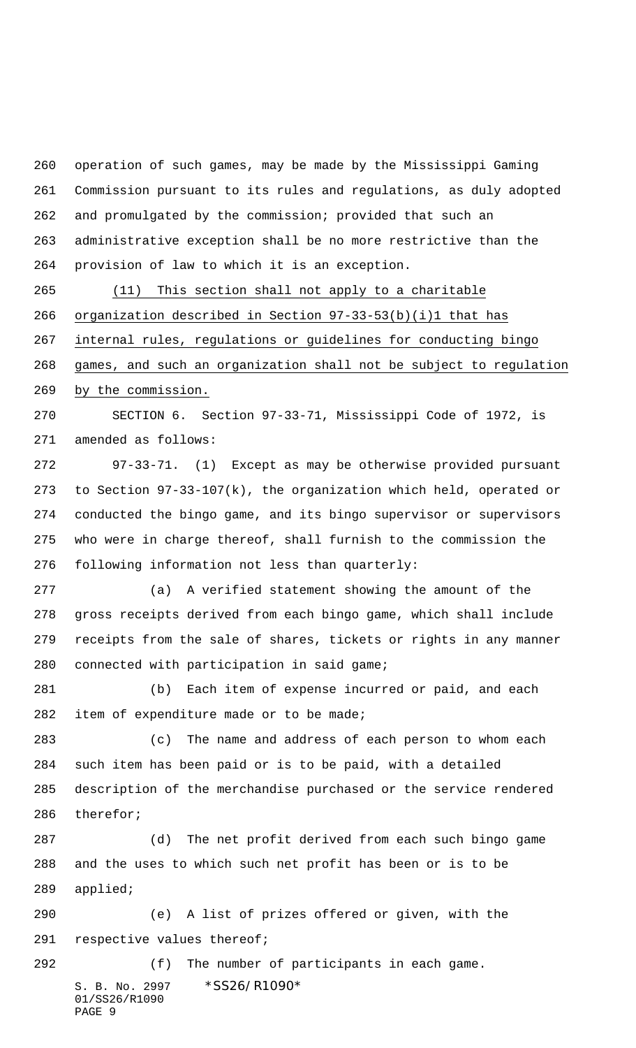operation of such games, may be made by the Mississippi Gaming Commission pursuant to its rules and regulations, as duly adopted and promulgated by the commission; provided that such an administrative exception shall be no more restrictive than the provision of law to which it is an exception.

<u>(11) This section shall not apply to a charitable organization described in Section 97-33-53(b)(i)1 that has internal rules, regulations or guidelines for conducting bingo games, and such an organization shall not be subject to regulation by the commission.</u>

SECTION 6. Section 97-33-71, Mississippi Code of 1972, is amended as follows:

97-33-71. (1) Except as may be otherwise provided pursuant to Section 97-33-107(k), the organization which held, operated or conducted the bingo game, and its bingo supervisor or supervisors who were in charge thereof, shall furnish to the commission the following information not less than quarterly:

(a) A verified statement showing the amount of the gross receipts derived from each bingo game, which shall include receipts from the sale of shares, tickets or rights in any manner connected with participation in said game;

(b) Each item of expense incurred or paid, and each item of expenditure made or to be made;

(c) The name and address of each person to whom each such item has been paid or is to be paid, with a detailed description of the merchandise purchased or the service rendered therefor;

(d) The net profit derived from each such bingo game and the uses to which such net profit has been or is to be applied;

(e) A list of prizes offered or given, with the respective values thereof;

(f) The number of participants in each game.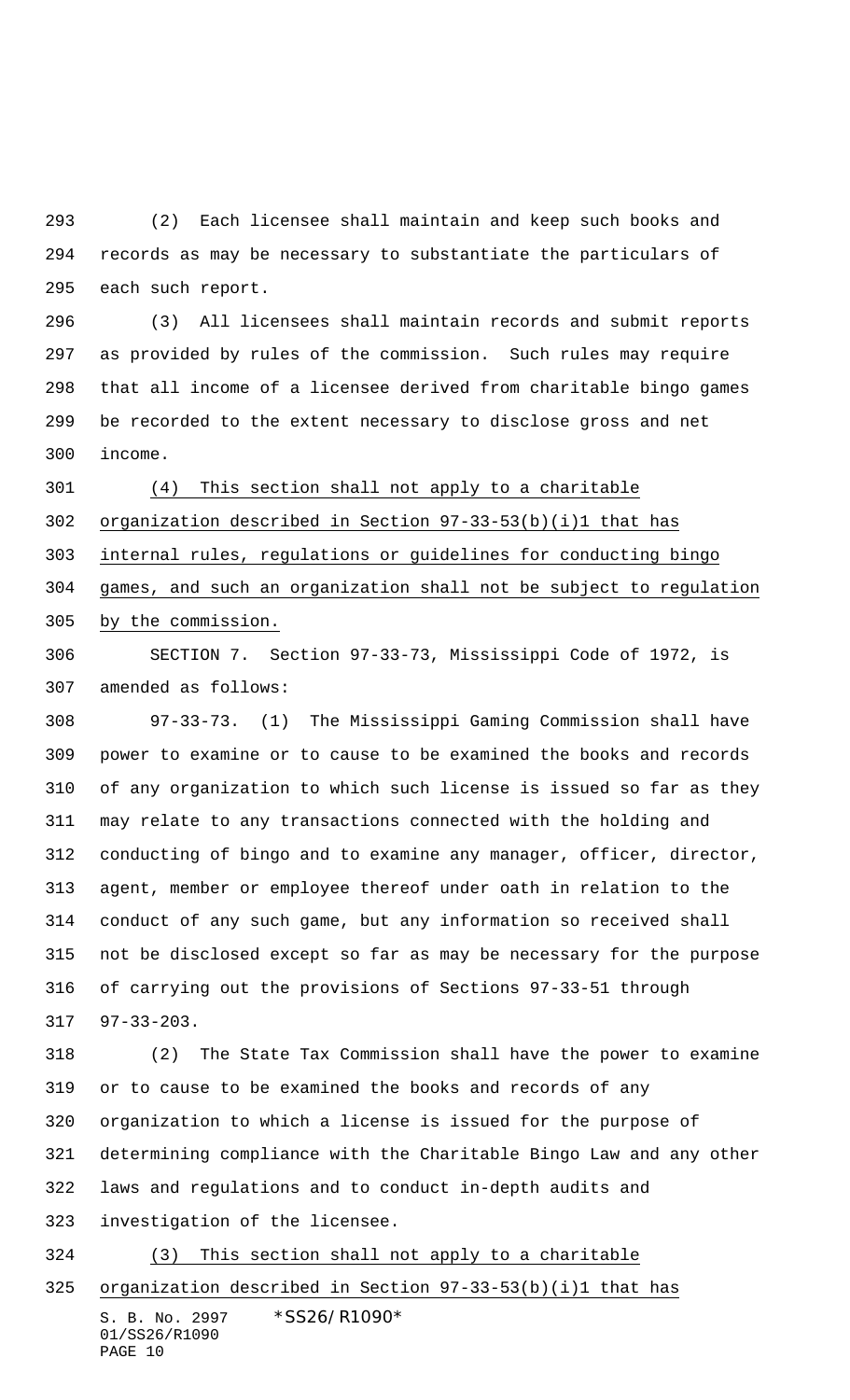(2) Each licensee shall maintain and keep such books and records as may be necessary to substantiate the particulars of each such report.

(3) All licensees shall maintain records and submit reports as provided by rules of the commission. Such rules may require that all income of a licensee derived from charitable bingo games be recorded to the extent necessary to disclose gross and net income.

<u>(4) This section shall not apply to a charitable organization described in Section 97-33-53(b)(i)1 that has internal rules, regulations or guidelines for conducting bingo games, and such an organization shall not be subject to regulation by the commission.</u>

SECTION 7. Section 97-33-73, Mississippi Code of 1972, is amended as follows:

97-33-73. (1) The Mississippi Gaming Commission shall have power to examine or to cause to be examined the books and records of any organization to which such license is issued so far as they may relate to any transactions connected with the holding and conducting of bingo and to examine any manager, officer, director, agent, member or employee thereof under oath in relation to the conduct of any such game, but any information so received shall not be disclosed except so far as may be necessary for the purpose of carrying out the provisions of Sections 97-33-51 through 97-33-203.

(2) The State Tax Commission shall have the power to examine or to cause to be examined the books and records of any organization to which a license is issued for the purpose of determining compliance with the Charitable Bingo Law and any other laws and regulations and to conduct in-depth audits and investigation of the licensee.

<u>(3) This section shall not apply to a charitable organization described in Section 97-33-53(b)(i)1 that has</u>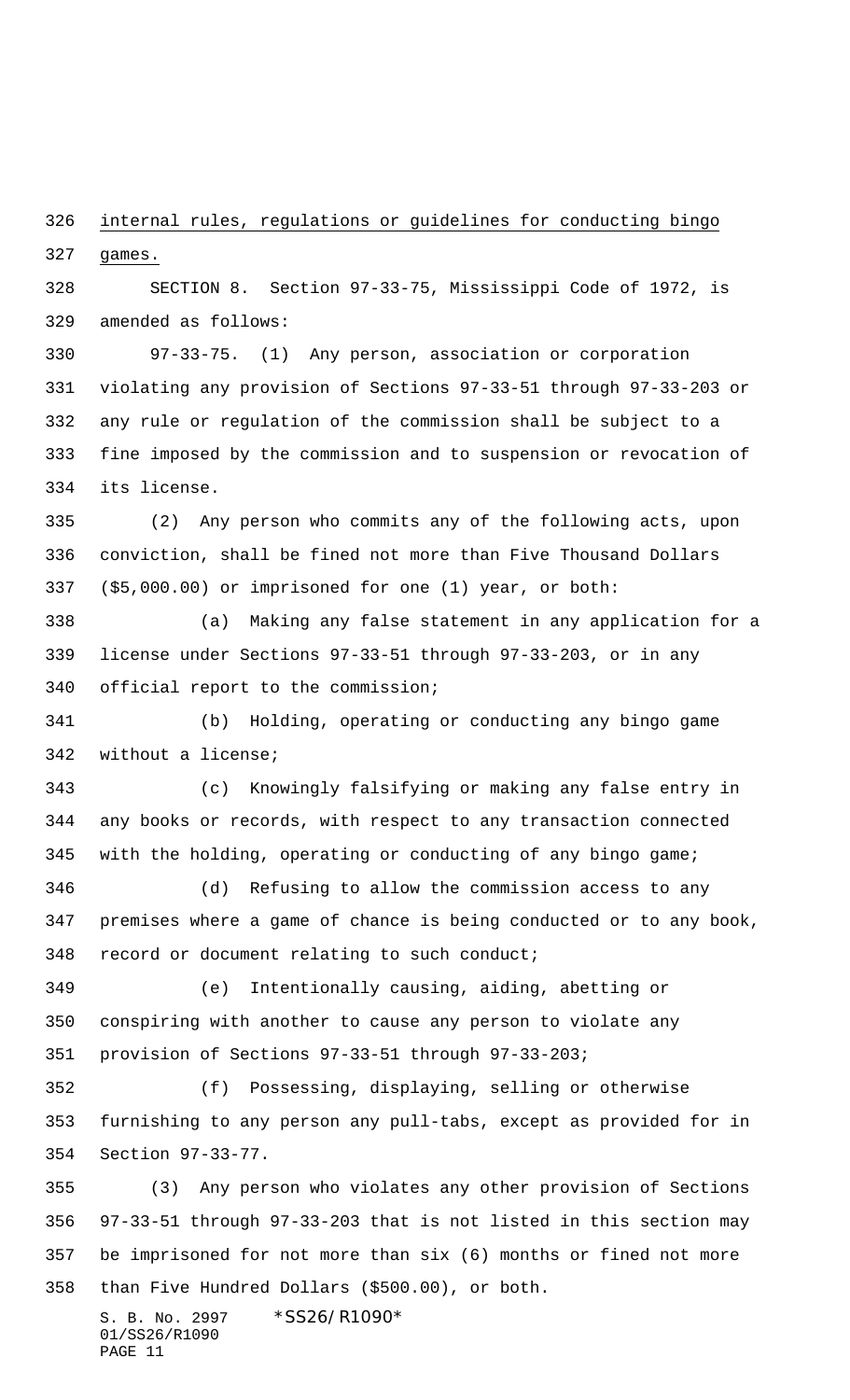internal rules, regulations or guidelines for conducting bingo games.

SECTION 8. Section 97-33-75, Mississippi Code of 1972, is amended as follows:

97-33-75. (1) Any person, association or corporation violating any provision of Sections 97-33-51 through 97-33-203 or any rule or regulation of the commission shall be subject to a fine imposed by the commission and to suspension or revocation of its license.

(2) Any person who commits any of the following acts, upon conviction, shall be fined not more than Five Thousand Dollars ($5,000.00) or imprisoned for one (1) year, or both:

(a) Making any false statement in any application for a license under Sections 97-33-51 through 97-33-203, or in any official report to the commission;

(b) Holding, operating or conducting any bingo game without a license;

(c) Knowingly falsifying or making any false entry in any books or records, with respect to any transaction connected with the holding, operating or conducting of any bingo game;

(d) Refusing to allow the commission access to any premises where a game of chance is being conducted or to any book, record or document relating to such conduct;

(e) Intentionally causing, aiding, abetting or conspiring with another to cause any person to violate any provision of Sections 97-33-51 through 97-33-203;

(f) Possessing, displaying, selling or otherwise furnishing to any person any pull-tabs, except as provided for in Section 97-33-77.

(3) Any person who violates any other provision of Sections 97-33-51 through 97-33-203 that is not listed in this section may be imprisoned for not more than six (6) months or fined not more than Five Hundred Dollars ($500.00), or both.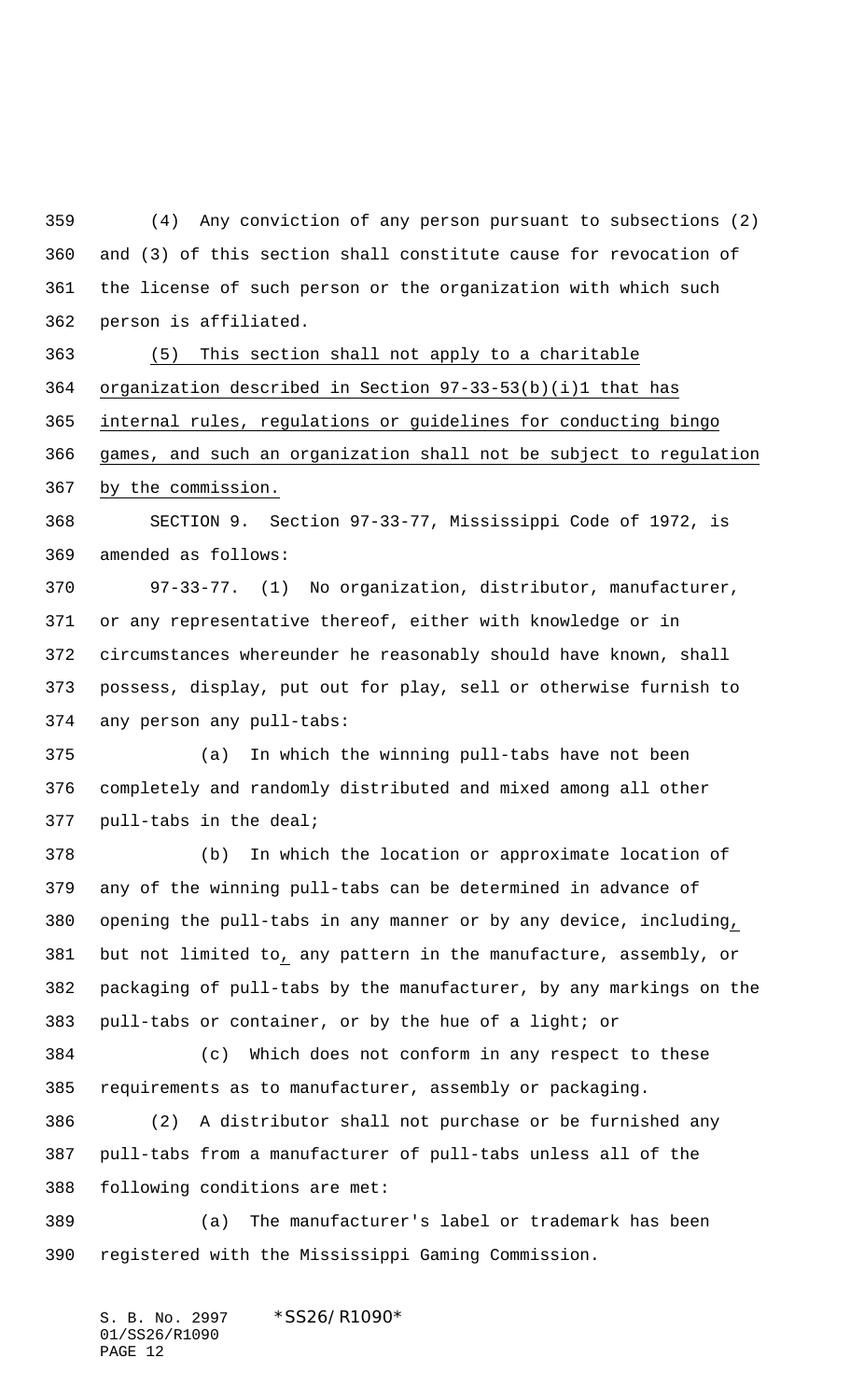(4) Any conviction of any person pursuant to subsections (2) and (3) of this section shall constitute cause for revocation of the license of such person or the organization with which such person is affiliated.

(5) This section shall not apply to a charitable organization described in Section 97-33-53(b)(i)1 that has internal rules, regulations or guidelines for conducting bingo games, and such an organization shall not be subject to regulation by the commission.

SECTION 9. Section 97-33-77, Mississippi Code of 1972, is amended as follows:

97-33-77. (1) No organization, distributor, manufacturer, or any representative thereof, either with knowledge or in circumstances whereunder he reasonably should have known, shall possess, display, put out for play, sell or otherwise furnish to any person any pull-tabs:

(a) In which the winning pull-tabs have not been completely and randomly distributed and mixed among all other pull-tabs in the deal;

(b) In which the location or approximate location of any of the winning pull-tabs can be determined in advance of opening the pull-tabs in any manner or by any device, including, but not limited to, any pattern in the manufacture, assembly, or packaging of pull-tabs by the manufacturer, by any markings on the pull-tabs or container, or by the hue of a light; or

(c) Which does not conform in any respect to these requirements as to manufacturer, assembly or packaging.

(2) A distributor shall not purchase or be furnished any pull-tabs from a manufacturer of pull-tabs unless all of the following conditions are met:

(a) The manufacturer's label or trademark has been registered with the Mississippi Gaming Commission.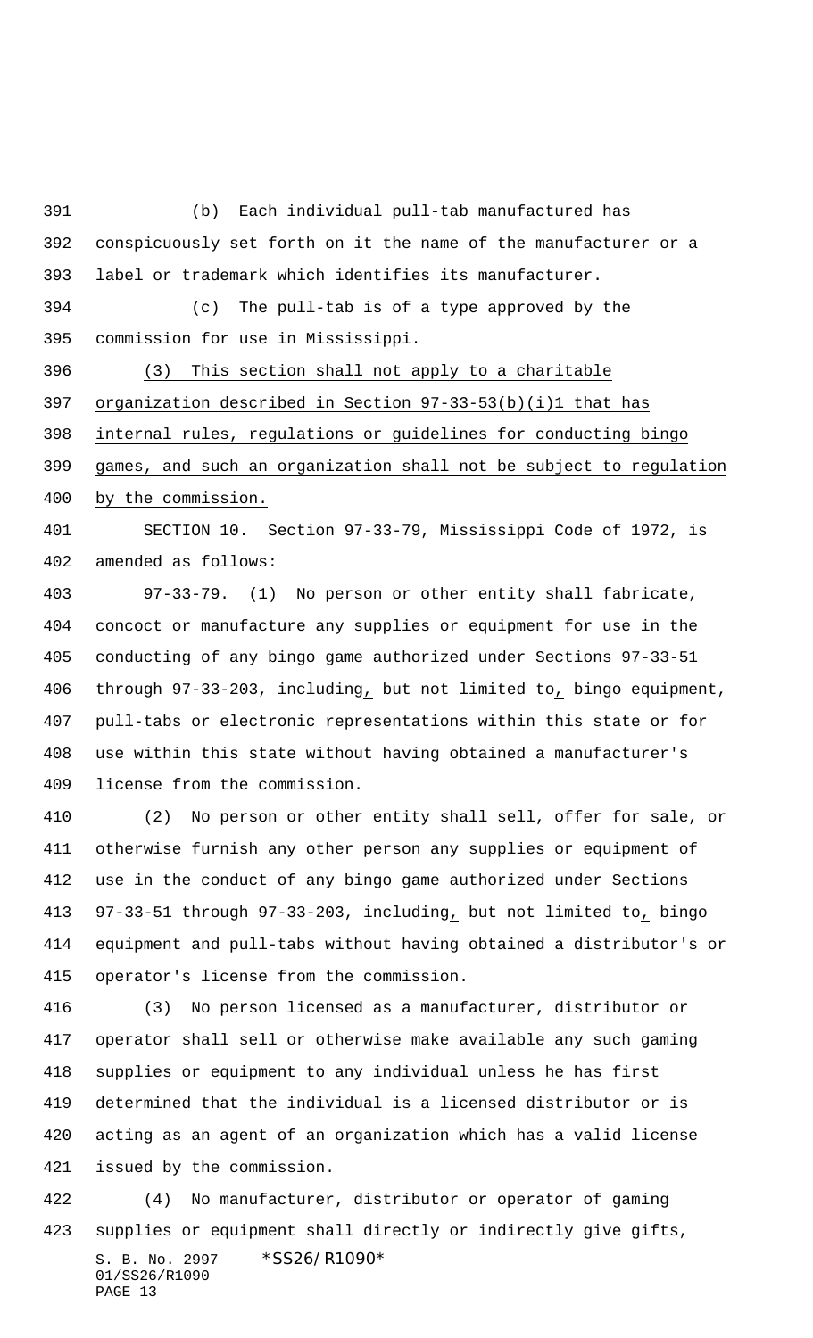(b) Each individual pull-tab manufactured has conspicuously set forth on it the name of the manufacturer or a label or trademark which identifies its manufacturer.

(c) The pull-tab is of a type approved by the commission for use in Mississippi.

(3) This section shall not apply to a charitable organization described in Section 97-33-53(b)(i)1 that has internal rules, regulations or guidelines for conducting bingo games, and such an organization shall not be subject to regulation by the commission.

SECTION 10. Section 97-33-79, Mississippi Code of 1972, is amended as follows:

97-33-79. (1) No person or other entity shall fabricate, concoct or manufacture any supplies or equipment for use in the conducting of any bingo game authorized under Sections 97-33-51 through 97-33-203, including, but not limited to, bingo equipment, pull-tabs or electronic representations within this state or for use within this state without having obtained a manufacturer's license from the commission.

(2) No person or other entity shall sell, offer for sale, or otherwise furnish any other person any supplies or equipment of use in the conduct of any bingo game authorized under Sections 97-33-51 through 97-33-203, including, but not limited to, bingo equipment and pull-tabs without having obtained a distributor's or operator's license from the commission.

(3) No person licensed as a manufacturer, distributor or operator shall sell or otherwise make available any such gaming supplies or equipment to any individual unless he has first determined that the individual is a licensed distributor or is acting as an agent of an organization which has a valid license issued by the commission.

(4) No manufacturer, distributor or operator of gaming supplies or equipment shall directly or indirectly give gifts,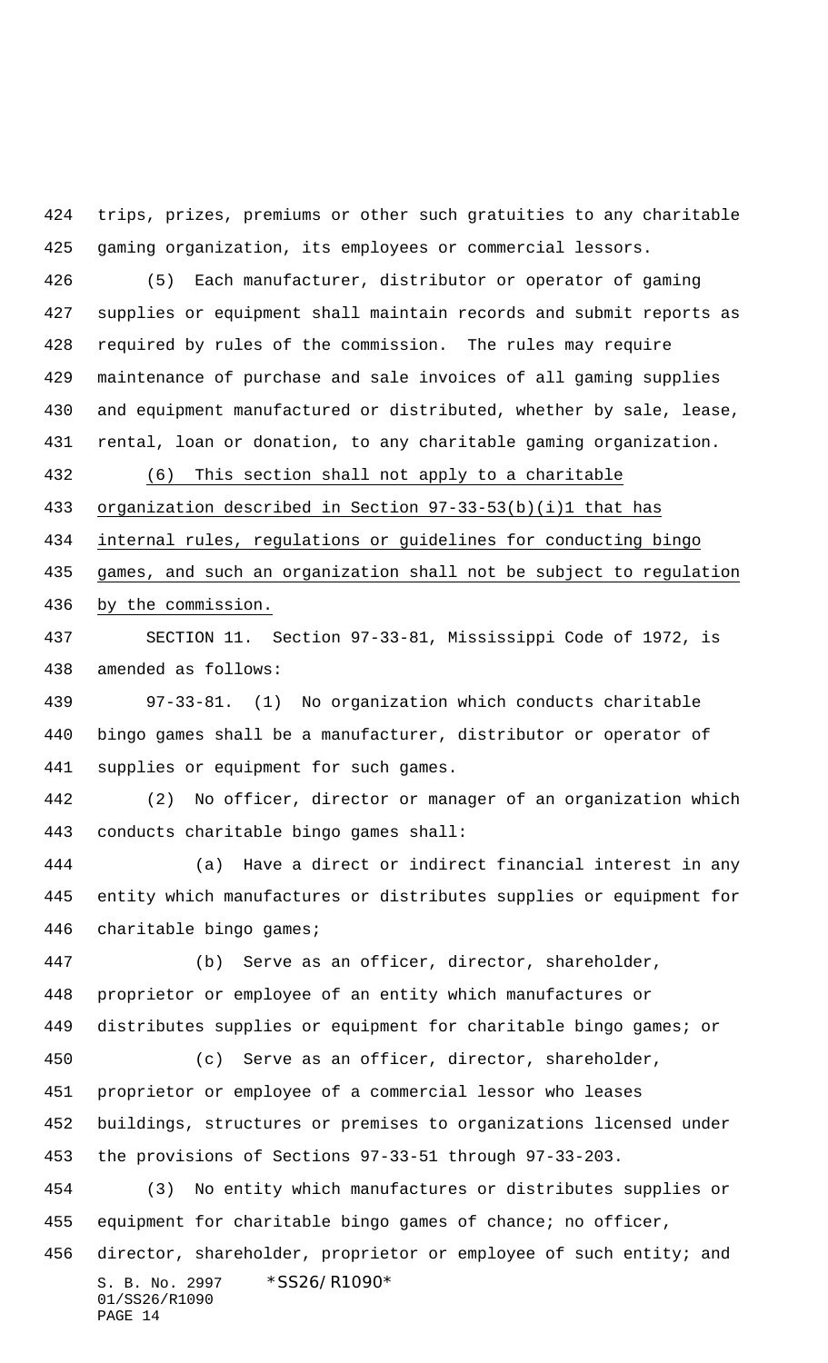trips, prizes, premiums or other such gratuities to any charitable gaming organization, its employees or commercial lessors.

(5) Each manufacturer, distributor or operator of gaming supplies or equipment shall maintain records and submit reports as required by rules of the commission. The rules may require maintenance of purchase and sale invoices of all gaming supplies and equipment manufactured or distributed, whether by sale, lease, rental, loan or donation, to any charitable gaming organization.

(6) This section shall not apply to a charitable organization described in Section 97-33-53(b)(i)1 that has internal rules, regulations or guidelines for conducting bingo games, and such an organization shall not be subject to regulation by the commission.

SECTION 11. Section 97-33-81, Mississippi Code of 1972, is amended as follows:

97-33-81. (1) No organization which conducts charitable bingo games shall be a manufacturer, distributor or operator of supplies or equipment for such games.

(2) No officer, director or manager of an organization which conducts charitable bingo games shall:

(a) Have a direct or indirect financial interest in any entity which manufactures or distributes supplies or equipment for charitable bingo games;

(b) Serve as an officer, director, shareholder, proprietor or employee of an entity which manufactures or distributes supplies or equipment for charitable bingo games; or

(c) Serve as an officer, director, shareholder, proprietor or employee of a commercial lessor who leases buildings, structures or premises to organizations licensed under the provisions of Sections 97-33-51 through 97-33-203.

(3) No entity which manufactures or distributes supplies or equipment for charitable bingo games of chance; no officer, director, shareholder, proprietor or employee of such entity; and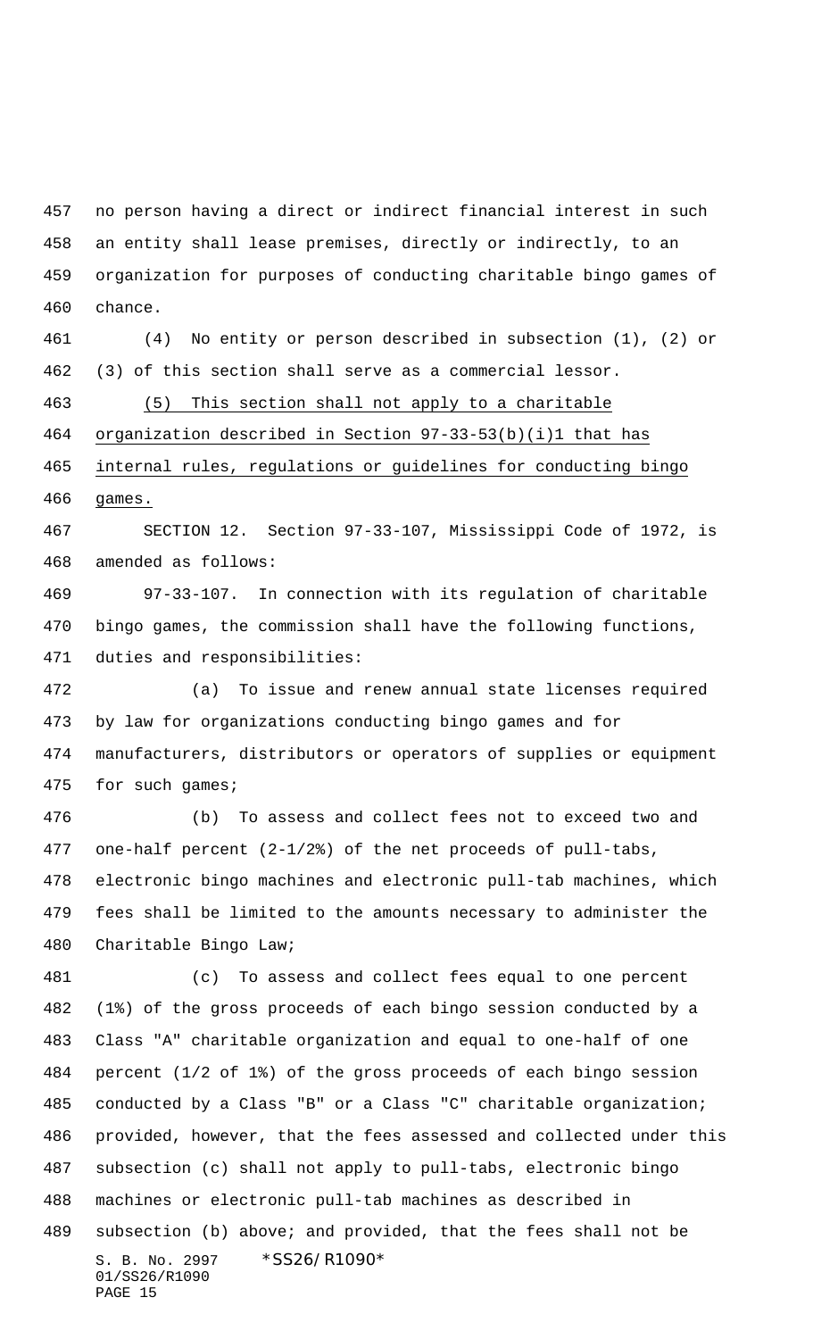no person having a direct or indirect financial interest in such an entity shall lease premises, directly or indirectly, to an organization for purposes of conducting charitable bingo games of chance.

(4) No entity or person described in subsection (1), (2) or (3) of this section shall serve as a commercial lessor.

<u>(5) This section shall not apply to a charitable organization described in Section 97-33-53(b)(i)1 that has internal rules, regulations or guidelines for conducting bingo games.</u>

SECTION 12. Section 97-33-107, Mississippi Code of 1972, is amended as follows:

97-33-107. In connection with its regulation of charitable bingo games, the commission shall have the following functions, duties and responsibilities:

(a) To issue and renew annual state licenses required by law for organizations conducting bingo games and for manufacturers, distributors or operators of supplies or equipment for such games;

(b) To assess and collect fees not to exceed two and one-half percent (2-1/2%) of the net proceeds of pull-tabs, electronic bingo machines and electronic pull-tab machines, which fees shall be limited to the amounts necessary to administer the Charitable Bingo Law;

(c) To assess and collect fees equal to one percent (1%) of the gross proceeds of each bingo session conducted by a Class "A" charitable organization and equal to one-half of one percent (1/2 of 1%) of the gross proceeds of each bingo session conducted by a Class "B" or a Class "C" charitable organization; provided, however, that the fees assessed and collected under this subsection (c) shall not apply to pull-tabs, electronic bingo machines or electronic pull-tab machines as described in subsection (b) above; and provided, that the fees shall not be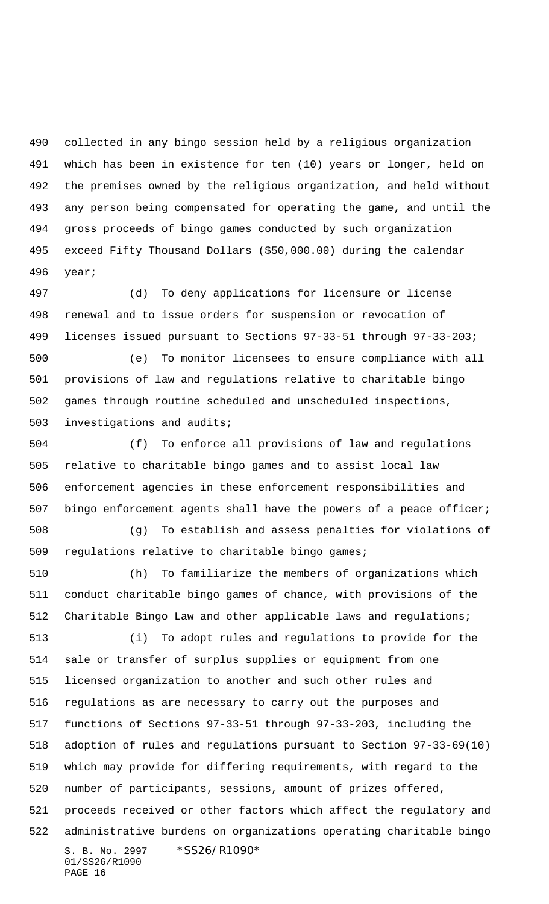collected in any bingo session held by a religious organization which has been in existence for ten (10) years or longer, held on the premises owned by the religious organization, and held without any person being compensated for operating the game, and until the gross proceeds of bingo games conducted by such organization exceed Fifty Thousand Dollars ($50,000.00) during the calendar year;

(d) To deny applications for licensure or license renewal and to issue orders for suspension or revocation of licenses issued pursuant to Sections 97-33-51 through 97-33-203;

(e) To monitor licensees to ensure compliance with all provisions of law and regulations relative to charitable bingo games through routine scheduled and unscheduled inspections, investigations and audits;

(f) To enforce all provisions of law and regulations relative to charitable bingo games and to assist local law enforcement agencies in these enforcement responsibilities and bingo enforcement agents shall have the powers of a peace officer;

(g) To establish and assess penalties for violations of regulations relative to charitable bingo games;

(h) To familiarize the members of organizations which conduct charitable bingo games of chance, with provisions of the Charitable Bingo Law and other applicable laws and regulations;

(i) To adopt rules and regulations to provide for the sale or transfer of surplus supplies or equipment from one licensed organization to another and such other rules and regulations as are necessary to carry out the purposes and functions of Sections 97-33-51 through 97-33-203, including the adoption of rules and regulations pursuant to Section 97-33-69(10) which may provide for differing requirements, with regard to the number of participants, sessions, amount of prizes offered, proceeds received or other factors which affect the regulatory and administrative burdens on organizations operating charitable bingo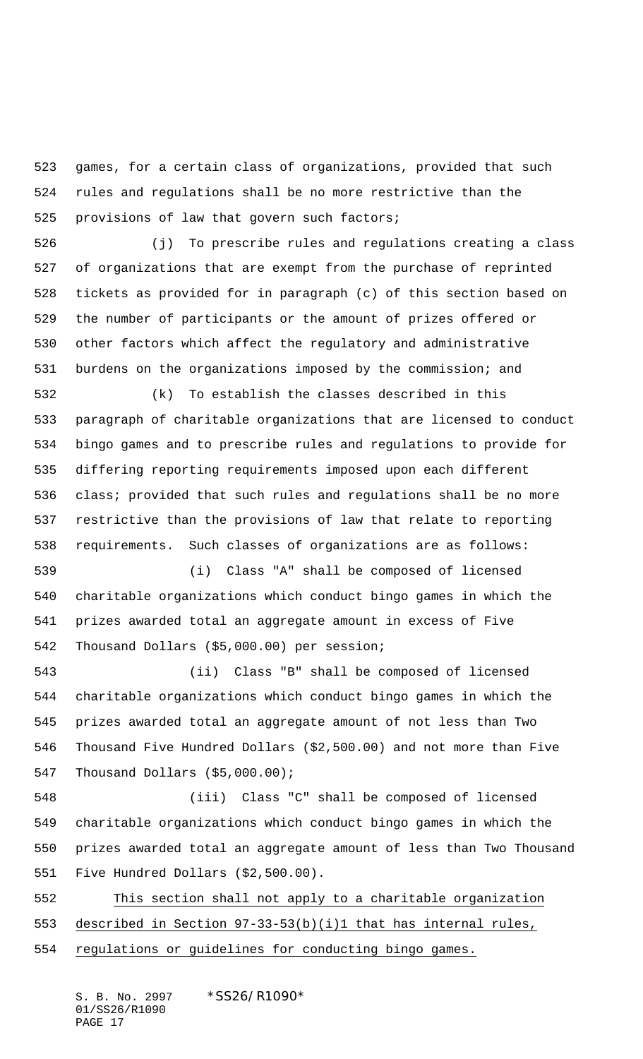games, for a certain class of organizations, provided that such rules and regulations shall be no more restrictive than the provisions of law that govern such factors;

(j) To prescribe rules and regulations creating a class of organizations that are exempt from the purchase of reprinted tickets as provided for in paragraph (c) of this section based on the number of participants or the amount of prizes offered or other factors which affect the regulatory and administrative burdens on the organizations imposed by the commission; and

(k) To establish the classes described in this paragraph of charitable organizations that are licensed to conduct bingo games and to prescribe rules and regulations to provide for differing reporting requirements imposed upon each different class; provided that such rules and regulations shall be no more restrictive than the provisions of law that relate to reporting requirements. Such classes of organizations are as follows:

(i) Class "A" shall be composed of licensed charitable organizations which conduct bingo games in which the prizes awarded total an aggregate amount in excess of Five Thousand Dollars ($5,000.00) per session;

(ii) Class "B" shall be composed of licensed charitable organizations which conduct bingo games in which the prizes awarded total an aggregate amount of not less than Two Thousand Five Hundred Dollars ($2,500.00) and not more than Five Thousand Dollars ($5,000.00);

(iii) Class "C" shall be composed of licensed charitable organizations which conduct bingo games in which the prizes awarded total an aggregate amount of less than Two Thousand Five Hundred Dollars ($2,500.00).

<u>This section shall not apply to a charitable organization described in Section 97-33-53(b)(i)1 that has internal rules, regulations or guidelines for conducting bingo games.</u>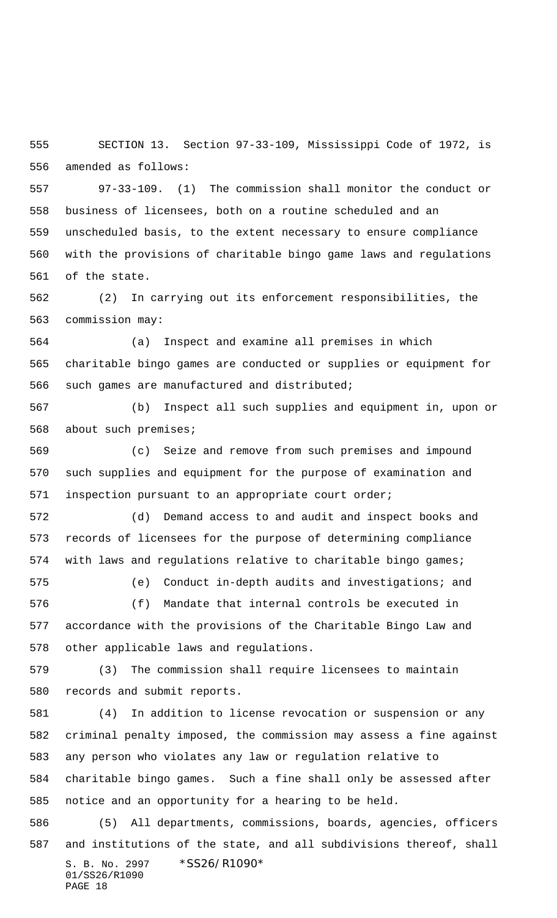SECTION 13. Section 97-33-109, Mississippi Code of 1972, is amended as follows:

97-33-109. (1) The commission shall monitor the conduct or business of licensees, both on a routine scheduled and an unscheduled basis, to the extent necessary to ensure compliance with the provisions of charitable bingo game laws and regulations of the state.

(2) In carrying out its enforcement responsibilities, the commission may:

(a) Inspect and examine all premises in which charitable bingo games are conducted or supplies or equipment for such games are manufactured and distributed;

(b) Inspect all such supplies and equipment in, upon or about such premises;

(c) Seize and remove from such premises and impound such supplies and equipment for the purpose of examination and inspection pursuant to an appropriate court order;

(d) Demand access to and audit and inspect books and records of licensees for the purpose of determining compliance with laws and regulations relative to charitable bingo games;

(e) Conduct in-depth audits and investigations; and

(f) Mandate that internal controls be executed in accordance with the provisions of the Charitable Bingo Law and other applicable laws and regulations.

(3) The commission shall require licensees to maintain records and submit reports.

(4) In addition to license revocation or suspension or any criminal penalty imposed, the commission may assess a fine against any person who violates any law or regulation relative to charitable bingo games. Such a fine shall only be assessed after notice and an opportunity for a hearing to be held.

(5) All departments, commissions, boards, agencies, officers and institutions of the state, and all subdivisions thereof, shall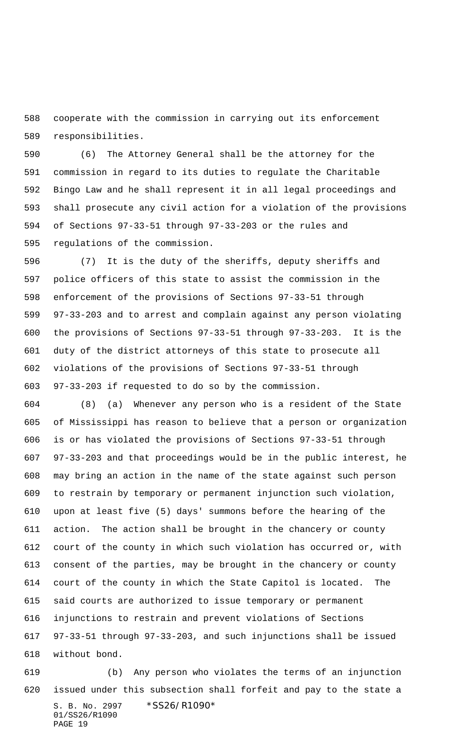cooperate with the commission in carrying out its enforcement responsibilities.

(6) The Attorney General shall be the attorney for the commission in regard to its duties to regulate the Charitable Bingo Law and he shall represent it in all legal proceedings and shall prosecute any civil action for a violation of the provisions of Sections 97-33-51 through 97-33-203 or the rules and regulations of the commission.

(7) It is the duty of the sheriffs, deputy sheriffs and police officers of this state to assist the commission in the enforcement of the provisions of Sections 97-33-51 through 97-33-203 and to arrest and complain against any person violating the provisions of Sections 97-33-51 through 97-33-203. It is the duty of the district attorneys of this state to prosecute all violations of the provisions of Sections 97-33-51 through 97-33-203 if requested to do so by the commission.

(8) (a) Whenever any person who is a resident of the State of Mississippi has reason to believe that a person or organization is or has violated the provisions of Sections 97-33-51 through 97-33-203 and that proceedings would be in the public interest, he may bring an action in the name of the state against such person to restrain by temporary or permanent injunction such violation, upon at least five (5) days' summons before the hearing of the action. The action shall be brought in the chancery or county court of the county in which such violation has occurred or, with consent of the parties, may be brought in the chancery or county court of the county in which the State Capitol is located. The said courts are authorized to issue temporary or permanent injunctions to restrain and prevent violations of Sections 97-33-51 through 97-33-203, and such injunctions shall be issued without bond.

(b) Any person who violates the terms of an injunction issued under this subsection shall forfeit and pay to the state a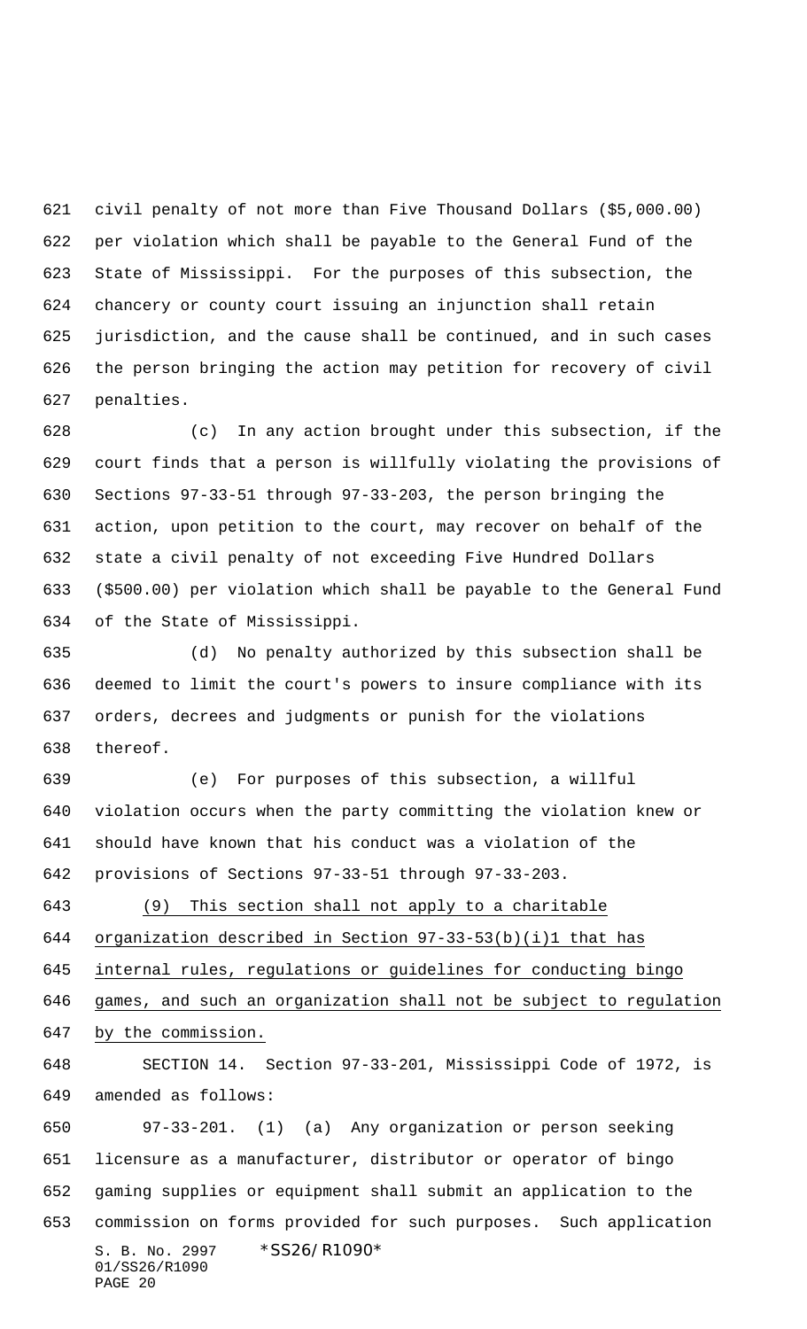civil penalty of not more than Five Thousand Dollars ($5,000.00) per violation which shall be payable to the General Fund of the State of Mississippi. For the purposes of this subsection, the chancery or county court issuing an injunction shall retain jurisdiction, and the cause shall be continued, and in such cases the person bringing the action may petition for recovery of civil penalties.

(c) In any action brought under this subsection, if the court finds that a person is willfully violating the provisions of Sections 97-33-51 through 97-33-203, the person bringing the action, upon petition to the court, may recover on behalf of the state a civil penalty of not exceeding Five Hundred Dollars ($500.00) per violation which shall be payable to the General Fund of the State of Mississippi.

(d) No penalty authorized by this subsection shall be deemed to limit the court's powers to insure compliance with its orders, decrees and judgments or punish for the violations thereof.

(e) For purposes of this subsection, a willful violation occurs when the party committing the violation knew or should have known that his conduct was a violation of the provisions of Sections 97-33-51 through 97-33-203.

<u>(9) This section shall not apply to a charitable organization described in Section 97-33-53(b)(i)1 that has internal rules, regulations or guidelines for conducting bingo games, and such an organization shall not be subject to regulation by the commission.</u>

SECTION 14. Section 97-33-201, Mississippi Code of 1972, is amended as follows:

97-33-201. (1) (a) Any organization or person seeking licensure as a manufacturer, distributor or operator of bingo gaming supplies or equipment shall submit an application to the commission on forms provided for such purposes. Such application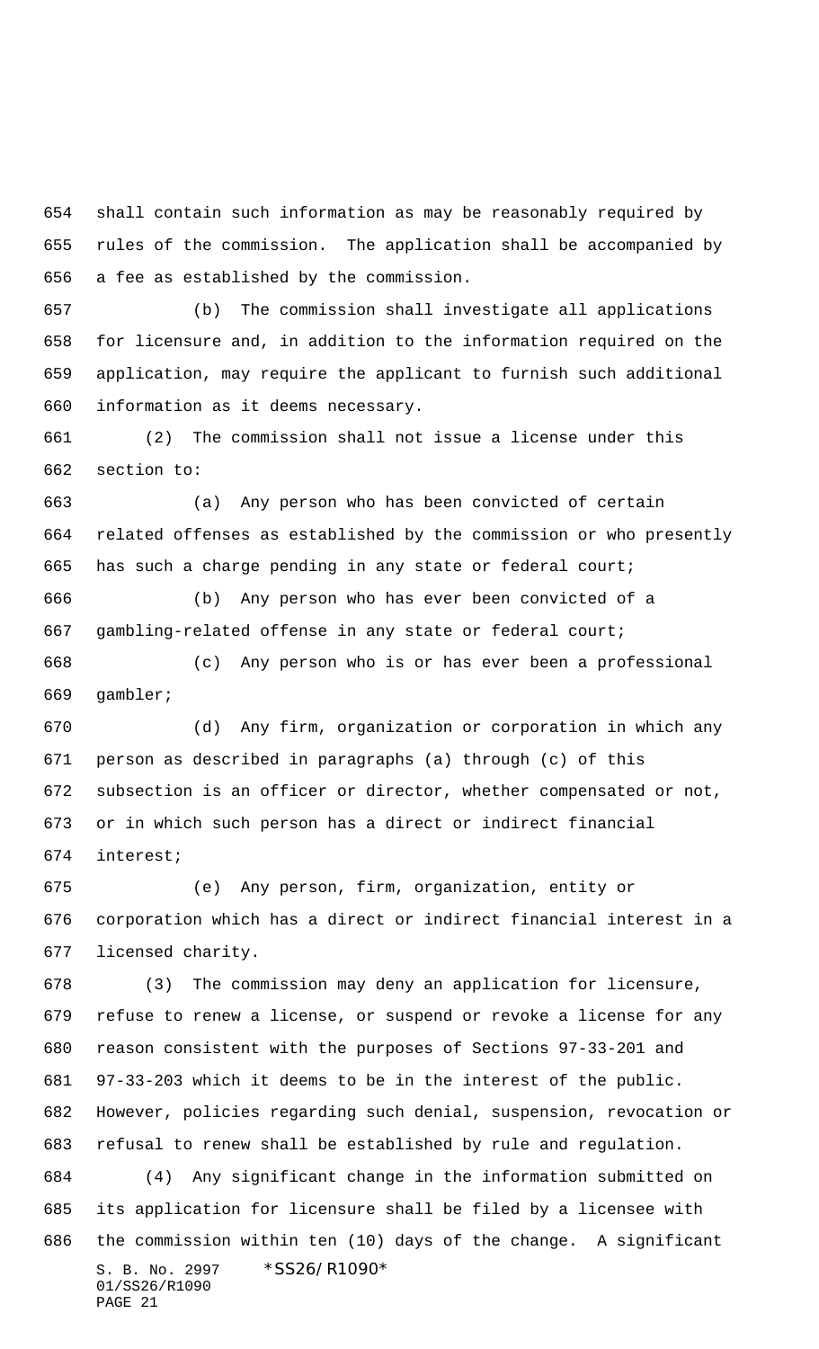shall contain such information as may be reasonably required by rules of the commission. The application shall be accompanied by a fee as established by the commission.

(b) The commission shall investigate all applications for licensure and, in addition to the information required on the application, may require the applicant to furnish such additional information as it deems necessary.

(2) The commission shall not issue a license under this section to:

(a) Any person who has been convicted of certain related offenses as established by the commission or who presently has such a charge pending in any state or federal court;

(b) Any person who has ever been convicted of a gambling-related offense in any state or federal court;

(c) Any person who is or has ever been a professional gambler;

(d) Any firm, organization or corporation in which any person as described in paragraphs (a) through (c) of this subsection is an officer or director, whether compensated or not, or in which such person has a direct or indirect financial interest;

(e) Any person, firm, organization, entity or corporation which has a direct or indirect financial interest in a licensed charity.

(3) The commission may deny an application for licensure, refuse to renew a license, or suspend or revoke a license for any reason consistent with the purposes of Sections 97-33-201 and 97-33-203 which it deems to be in the interest of the public. However, policies regarding such denial, suspension, revocation or refusal to renew shall be established by rule and regulation.

(4) Any significant change in the information submitted on its application for licensure shall be filed by a licensee with the commission within ten (10) days of the change. A significant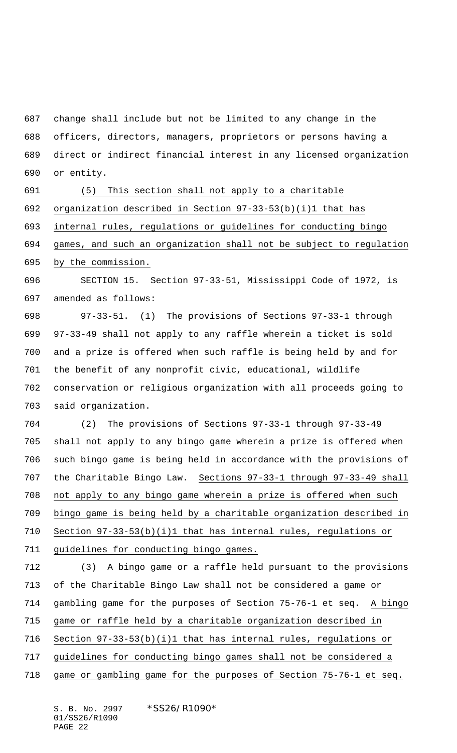change shall include but not be limited to any change in the officers, directors, managers, proprietors or persons having a direct or indirect financial interest in any licensed organization or entity.

(5) This section shall not apply to a charitable organization described in Section 97-33-53(b)(i)1 that has internal rules, regulations or guidelines for conducting bingo games, and such an organization shall not be subject to regulation by the commission.

SECTION 15. Section 97-33-51, Mississippi Code of 1972, is amended as follows:

97-33-51. (1) The provisions of Sections 97-33-1 through 97-33-49 shall not apply to any raffle wherein a ticket is sold and a prize is offered when such raffle is being held by and for the benefit of any nonprofit civic, educational, wildlife conservation or religious organization with all proceeds going to said organization.

(2) The provisions of Sections 97-33-1 through 97-33-49 shall not apply to any bingo game wherein a prize is offered when such bingo game is being held in accordance with the provisions of the Charitable Bingo Law. Sections 97-33-1 through 97-33-49 shall not apply to any bingo game wherein a prize is offered when such bingo game is being held by a charitable organization described in Section 97-33-53(b)(i)1 that has internal rules, regulations or guidelines for conducting bingo games.

(3) A bingo game or a raffle held pursuant to the provisions of the Charitable Bingo Law shall not be considered a game or gambling game for the purposes of Section 75-76-1 et seq. A bingo game or raffle held by a charitable organization described in Section 97-33-53(b)(i)1 that has internal rules, regulations or guidelines for conducting bingo games shall not be considered a game or gambling game for the purposes of Section 75-76-1 et seq.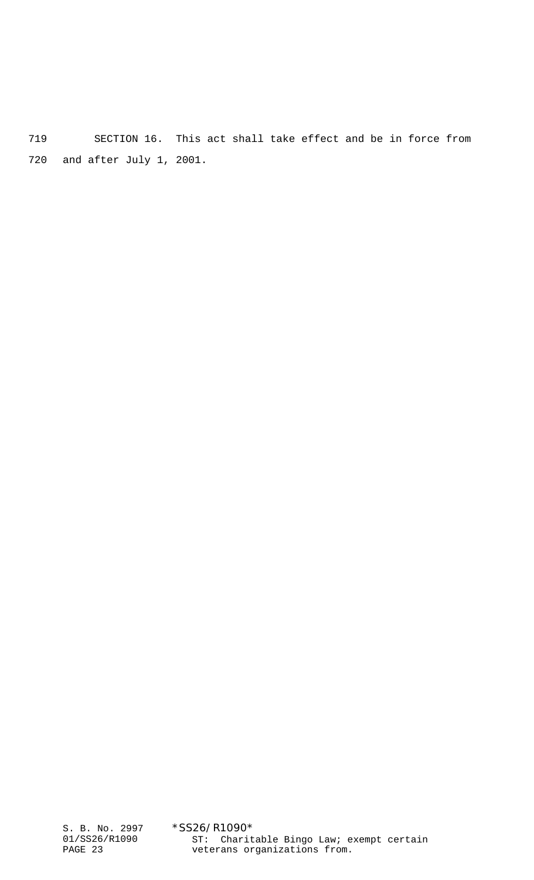719 SECTION 16. This act shall take effect and be in force from
720 and after July 1, 2001.